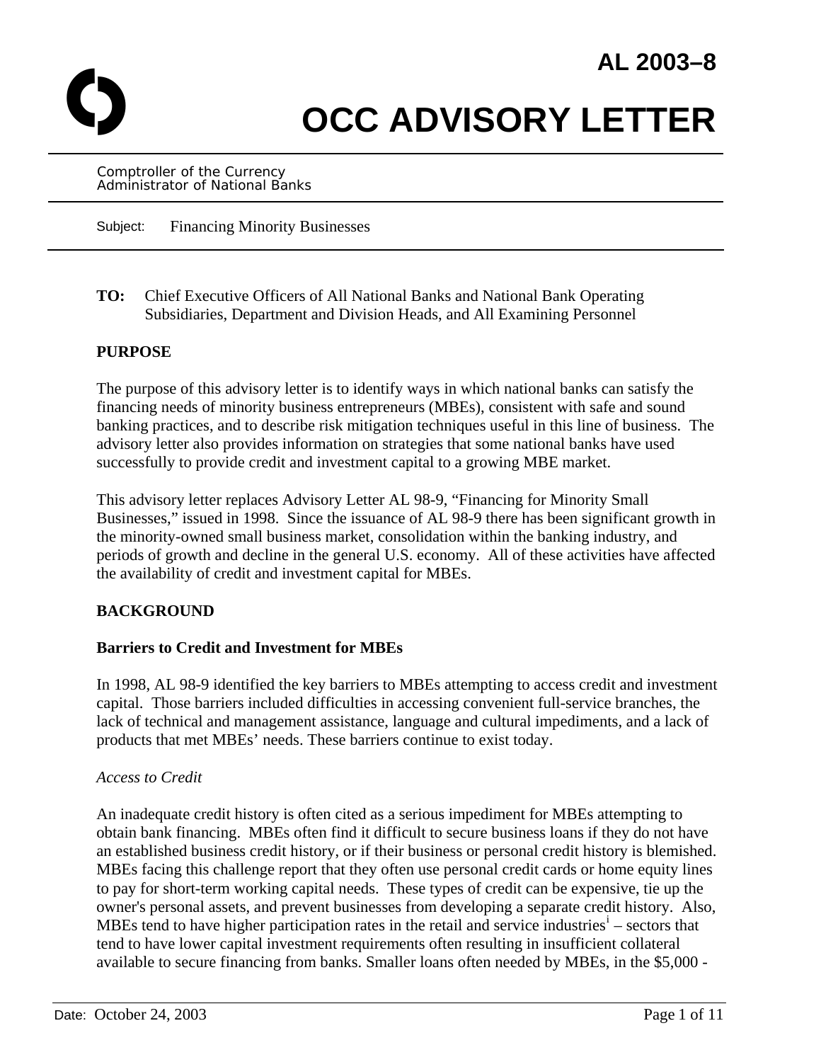# AL 2003–8

# OCC ADVISORY LETTER

Comptroller of the Currency
Administrator of National Banks

Subject: Financing Minority Businesses

**TO:** Chief Executive Officers of All National Banks and National Bank Operating Subsidiaries, Department and Division Heads, and All Examining Personnel

## PURPOSE

The purpose of this advisory letter is to identify ways in which national banks can satisfy the financing needs of minority business entrepreneurs (MBEs), consistent with safe and sound banking practices, and to describe risk mitigation techniques useful in this line of business. The advisory letter also provides information on strategies that some national banks have used successfully to provide credit and investment capital to a growing MBE market.

This advisory letter replaces Advisory Letter AL 98-9, "Financing for Minority Small Businesses," issued in 1998. Since the issuance of AL 98-9 there has been significant growth in the minority-owned small business market, consolidation within the banking industry, and periods of growth and decline in the general U.S. economy. All of these activities have affected the availability of credit and investment capital for MBEs.

## BACKGROUND

### Barriers to Credit and Investment for MBEs

In 1998, AL 98-9 identified the key barriers to MBEs attempting to access credit and investment capital. Those barriers included difficulties in accessing convenient full-service branches, the lack of technical and management assistance, language and cultural impediments, and a lack of products that met MBEs' needs. These barriers continue to exist today.

*Access to Credit*

An inadequate credit history is often cited as a serious impediment for MBEs attempting to obtain bank financing. MBEs often find it difficult to secure business loans if they do not have an established business credit history, or if their business or personal credit history is blemished. MBEs facing this challenge report that they often use personal credit cards or home equity lines to pay for short-term working capital needs. These types of credit can be expensive, tie up the owner's personal assets, and prevent businesses from developing a separate credit history. Also, MBEs tend to have higher participation rates in the retail and service industries[i] – sectors that tend to have lower capital investment requirements often resulting in insufficient collateral available to secure financing from banks. Smaller loans often needed by MBEs, in the $5,000 -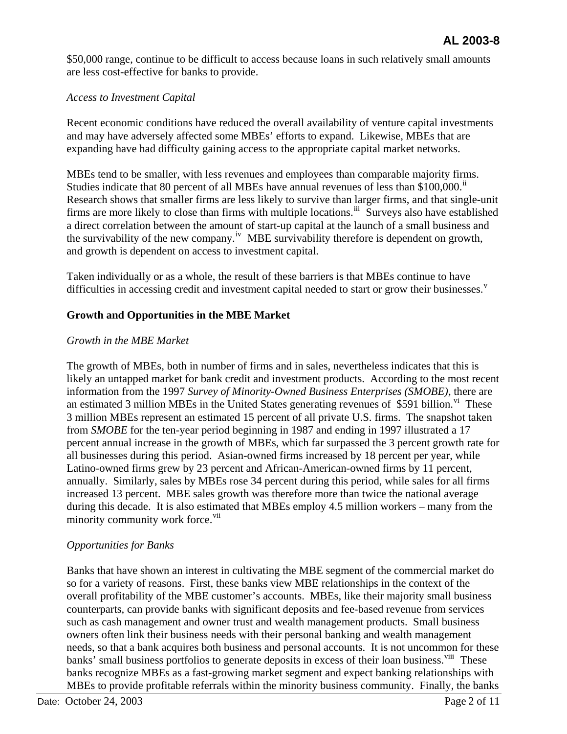$50,000 range, continue to be difficult to access because loans in such relatively small amounts are less cost-effective for banks to provide.

*Access to Investment Capital*

Recent economic conditions have reduced the overall availability of venture capital investments and may have adversely affected some MBEs' efforts to expand. Likewise, MBEs that are expanding have had difficulty gaining access to the appropriate capital market networks.

MBEs tend to be smaller, with less revenues and employees than comparable majority firms. Studies indicate that 80 percent of all MBEs have annual revenues of less than $100,000.[ii] Research shows that smaller firms are less likely to survive than larger firms, and that single-unit firms are more likely to close than firms with multiple locations.[iii] Surveys also have established a direct correlation between the amount of start-up capital at the launch of a small business and the survivability of the new company.[iv] MBE survivability therefore is dependent on growth, and growth is dependent on access to investment capital.

Taken individually or as a whole, the result of these barriers is that MBEs continue to have difficulties in accessing credit and investment capital needed to start or grow their businesses.[v]

**Growth and Opportunities in the MBE Market**

*Growth in the MBE Market*

The growth of MBEs, both in number of firms and in sales, nevertheless indicates that this is likely an untapped market for bank credit and investment products. According to the most recent information from the 1997 *Survey of Minority-Owned Business Enterprises (SMOBE),* there are an estimated 3 million MBEs in the United States generating revenues of $591 billion.[vi] These 3 million MBEs represent an estimated 15 percent of all private U.S. firms. The snapshot taken from *SMOBE* for the ten-year period beginning in 1987 and ending in 1997 illustrated a 17 percent annual increase in the growth of MBEs, which far surpassed the 3 percent growth rate for all businesses during this period. Asian-owned firms increased by 18 percent per year, while Latino-owned firms grew by 23 percent and African-American-owned firms by 11 percent, annually. Similarly, sales by MBEs rose 34 percent during this period, while sales for all firms increased 13 percent. MBE sales growth was therefore more than twice the national average during this decade. It is also estimated that MBEs employ 4.5 million workers – many from the minority community work force.[vii]

*Opportunities for Banks*

Banks that have shown an interest in cultivating the MBE segment of the commercial market do so for a variety of reasons. First, these banks view MBE relationships in the context of the overall profitability of the MBE customer's accounts. MBEs, like their majority small business counterparts, can provide banks with significant deposits and fee-based revenue from services such as cash management and owner trust and wealth management products. Small business owners often link their business needs with their personal banking and wealth management needs, so that a bank acquires both business and personal accounts. It is not uncommon for these banks' small business portfolios to generate deposits in excess of their loan business.[viii] These banks recognize MBEs as a fast-growing market segment and expect banking relationships with MBEs to provide profitable referrals within the minority business community. Finally, the banks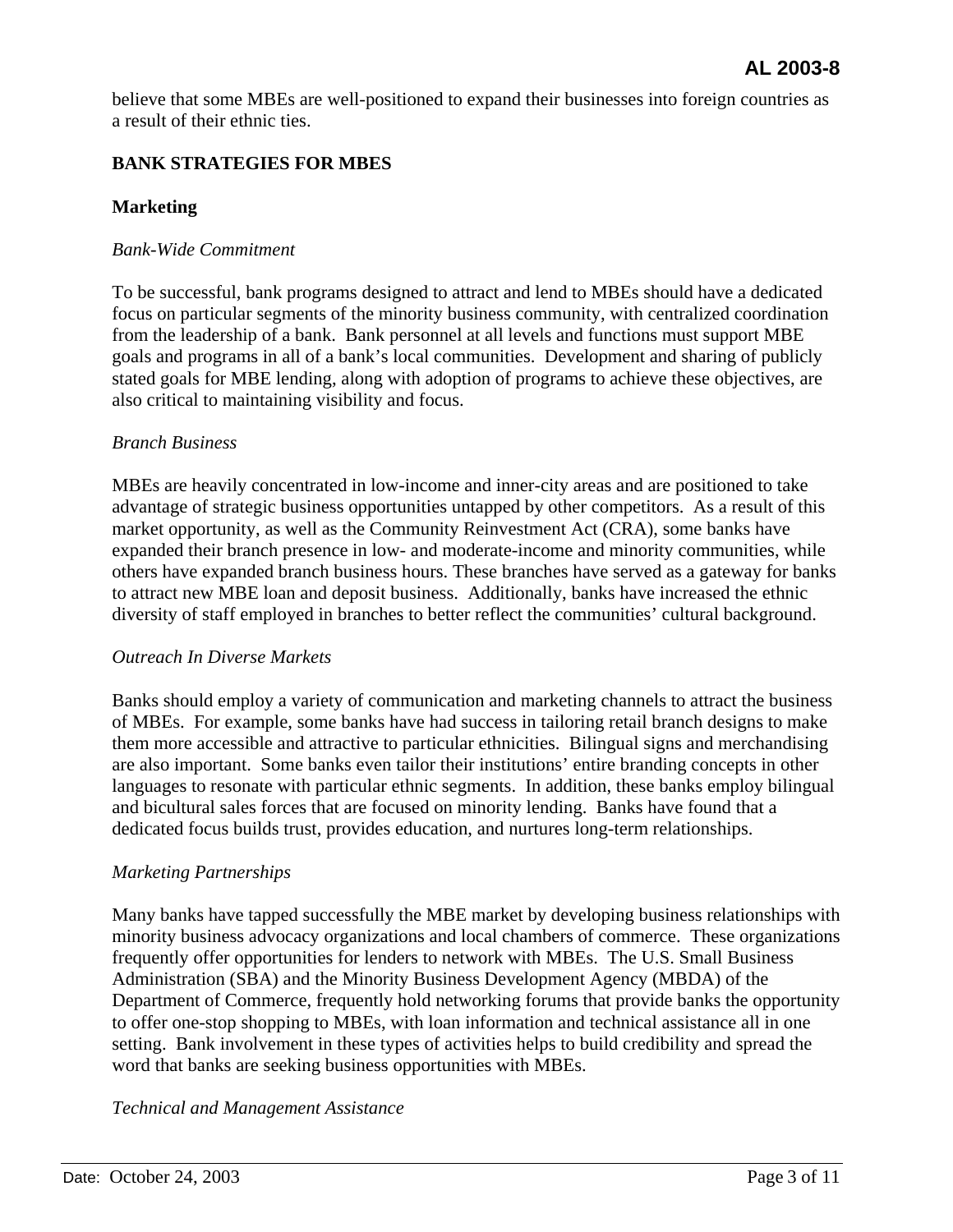believe that some MBEs are well-positioned to expand their businesses into foreign countries as a result of their ethnic ties.

## BANK STRATEGIES FOR MBES

### Marketing

*Bank-Wide Commitment*

To be successful, bank programs designed to attract and lend to MBEs should have a dedicated focus on particular segments of the minority business community, with centralized coordination from the leadership of a bank. Bank personnel at all levels and functions must support MBE goals and programs in all of a bank's local communities. Development and sharing of publicly stated goals for MBE lending, along with adoption of programs to achieve these objectives, are also critical to maintaining visibility and focus.

*Branch Business*

MBEs are heavily concentrated in low-income and inner-city areas and are positioned to take advantage of strategic business opportunities untapped by other competitors. As a result of this market opportunity, as well as the Community Reinvestment Act (CRA), some banks have expanded their branch presence in low- and moderate-income and minority communities, while others have expanded branch business hours. These branches have served as a gateway for banks to attract new MBE loan and deposit business. Additionally, banks have increased the ethnic diversity of staff employed in branches to better reflect the communities' cultural background.

*Outreach In Diverse Markets*

Banks should employ a variety of communication and marketing channels to attract the business of MBEs. For example, some banks have had success in tailoring retail branch designs to make them more accessible and attractive to particular ethnicities. Bilingual signs and merchandising are also important. Some banks even tailor their institutions' entire branding concepts in other languages to resonate with particular ethnic segments. In addition, these banks employ bilingual and bicultural sales forces that are focused on minority lending. Banks have found that a dedicated focus builds trust, provides education, and nurtures long-term relationships.

*Marketing Partnerships*

Many banks have tapped successfully the MBE market by developing business relationships with minority business advocacy organizations and local chambers of commerce. These organizations frequently offer opportunities for lenders to network with MBEs. The U.S. Small Business Administration (SBA) and the Minority Business Development Agency (MBDA) of the Department of Commerce, frequently hold networking forums that provide banks the opportunity to offer one-stop shopping to MBEs, with loan information and technical assistance all in one setting. Bank involvement in these types of activities helps to build credibility and spread the word that banks are seeking business opportunities with MBEs.

*Technical and Management Assistance*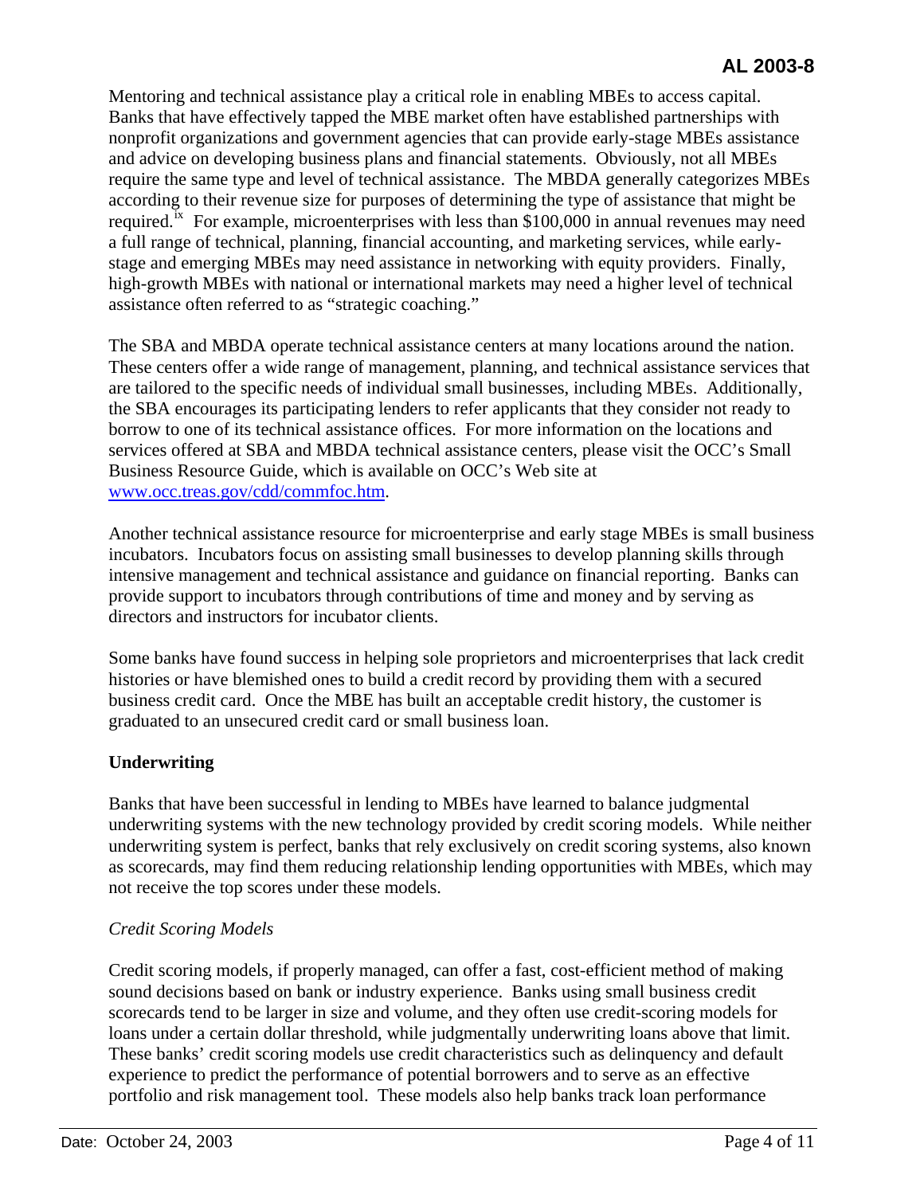Mentoring and technical assistance play a critical role in enabling MBEs to access capital. Banks that have effectively tapped the MBE market often have established partnerships with nonprofit organizations and government agencies that can provide early-stage MBEs assistance and advice on developing business plans and financial statements. Obviously, not all MBEs require the same type and level of technical assistance. The MBDA generally categorizes MBEs according to their revenue size for purposes of determining the type of assistance that might be required.[ix] For example, microenterprises with less than $100,000 in annual revenues may need a full range of technical, planning, financial accounting, and marketing services, while early-stage and emerging MBEs may need assistance in networking with equity providers. Finally, high-growth MBEs with national or international markets may need a higher level of technical assistance often referred to as "strategic coaching."

The SBA and MBDA operate technical assistance centers at many locations around the nation. These centers offer a wide range of management, planning, and technical assistance services that are tailored to the specific needs of individual small businesses, including MBEs. Additionally, the SBA encourages its participating lenders to refer applicants that they consider not ready to borrow to one of its technical assistance offices. For more information on the locations and services offered at SBA and MBDA technical assistance centers, please visit the OCC's Small Business Resource Guide, which is available on OCC's Web site at www.occ.treas.gov/cdd/commfoc.htm.

Another technical assistance resource for microenterprise and early stage MBEs is small business incubators. Incubators focus on assisting small businesses to develop planning skills through intensive management and technical assistance and guidance on financial reporting. Banks can provide support to incubators through contributions of time and money and by serving as directors and instructors for incubator clients.

Some banks have found success in helping sole proprietors and microenterprises that lack credit histories or have blemished ones to build a credit record by providing them with a secured business credit card. Once the MBE has built an acceptable credit history, the customer is graduated to an unsecured credit card or small business loan.

**Underwriting**

Banks that have been successful in lending to MBEs have learned to balance judgmental underwriting systems with the new technology provided by credit scoring models. While neither underwriting system is perfect, banks that rely exclusively on credit scoring systems, also known as scorecards, may find them reducing relationship lending opportunities with MBEs, which may not receive the top scores under these models.

*Credit Scoring Models*

Credit scoring models, if properly managed, can offer a fast, cost-efficient method of making sound decisions based on bank or industry experience. Banks using small business credit scorecards tend to be larger in size and volume, and they often use credit-scoring models for loans under a certain dollar threshold, while judgmentally underwriting loans above that limit. These banks' credit scoring models use credit characteristics such as delinquency and default experience to predict the performance of potential borrowers and to serve as an effective portfolio and risk management tool. These models also help banks track loan performance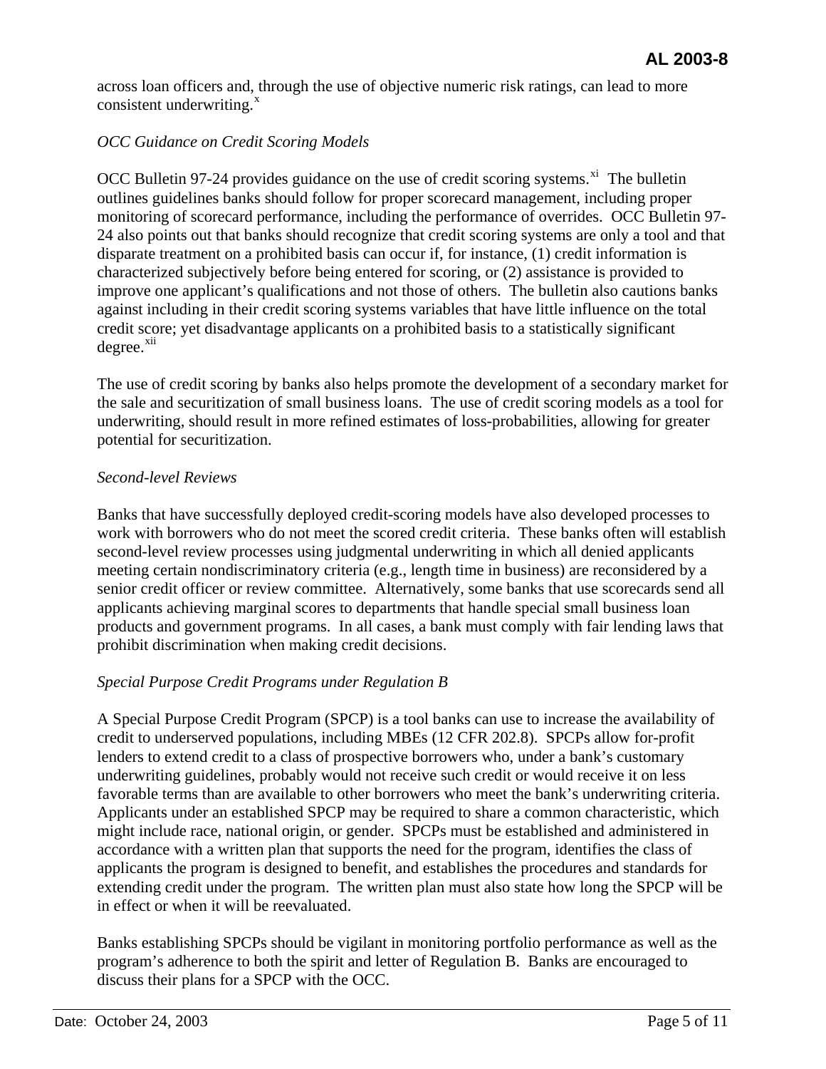across loan officers and, through the use of objective numeric risk ratings, can lead to more consistent underwriting.[x]

*OCC Guidance on Credit Scoring Models*

OCC Bulletin 97-24 provides guidance on the use of credit scoring systems.[xi] The bulletin outlines guidelines banks should follow for proper scorecard management, including proper monitoring of scorecard performance, including the performance of overrides. OCC Bulletin 97-24 also points out that banks should recognize that credit scoring systems are only a tool and that disparate treatment on a prohibited basis can occur if, for instance, (1) credit information is characterized subjectively before being entered for scoring, or (2) assistance is provided to improve one applicant's qualifications and not those of others. The bulletin also cautions banks against including in their credit scoring systems variables that have little influence on the total credit score; yet disadvantage applicants on a prohibited basis to a statistically significant degree.[xii]

The use of credit scoring by banks also helps promote the development of a secondary market for the sale and securitization of small business loans. The use of credit scoring models as a tool for underwriting, should result in more refined estimates of loss-probabilities, allowing for greater potential for securitization.

*Second-level Reviews*

Banks that have successfully deployed credit-scoring models have also developed processes to work with borrowers who do not meet the scored credit criteria. These banks often will establish second-level review processes using judgmental underwriting in which all denied applicants meeting certain nondiscriminatory criteria (e.g., length time in business) are reconsidered by a senior credit officer or review committee. Alternatively, some banks that use scorecards send all applicants achieving marginal scores to departments that handle special small business loan products and government programs. In all cases, a bank must comply with fair lending laws that prohibit discrimination when making credit decisions.

*Special Purpose Credit Programs under Regulation B*

A Special Purpose Credit Program (SPCP) is a tool banks can use to increase the availability of credit to underserved populations, including MBEs (12 CFR 202.8). SPCPs allow for-profit lenders to extend credit to a class of prospective borrowers who, under a bank's customary underwriting guidelines, probably would not receive such credit or would receive it on less favorable terms than are available to other borrowers who meet the bank's underwriting criteria. Applicants under an established SPCP may be required to share a common characteristic, which might include race, national origin, or gender. SPCPs must be established and administered in accordance with a written plan that supports the need for the program, identifies the class of applicants the program is designed to benefit, and establishes the procedures and standards for extending credit under the program. The written plan must also state how long the SPCP will be in effect or when it will be reevaluated.

Banks establishing SPCPs should be vigilant in monitoring portfolio performance as well as the program's adherence to both the spirit and letter of Regulation B. Banks are encouraged to discuss their plans for a SPCP with the OCC.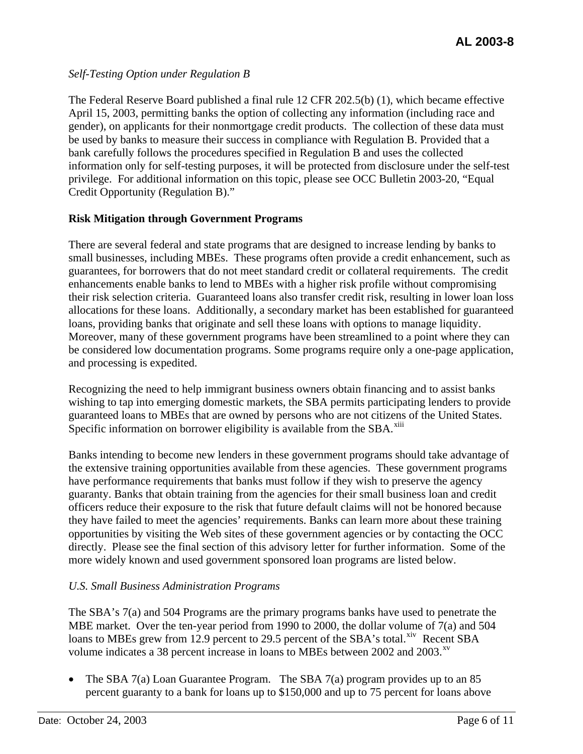*Self-Testing Option under Regulation B*

The Federal Reserve Board published a final rule 12 CFR 202.5(b) (1), which became effective April 15, 2003, permitting banks the option of collecting any information (including race and gender), on applicants for their nonmortgage credit products. The collection of these data must be used by banks to measure their success in compliance with Regulation B. Provided that a bank carefully follows the procedures specified in Regulation B and uses the collected information only for self-testing purposes, it will be protected from disclosure under the self-test privilege. For additional information on this topic, please see OCC Bulletin 2003-20, "Equal Credit Opportunity (Regulation B)."

**Risk Mitigation through Government Programs**

There are several federal and state programs that are designed to increase lending by banks to small businesses, including MBEs. These programs often provide a credit enhancement, such as guarantees, for borrowers that do not meet standard credit or collateral requirements. The credit enhancements enable banks to lend to MBEs with a higher risk profile without compromising their risk selection criteria. Guaranteed loans also transfer credit risk, resulting in lower loan loss allocations for these loans. Additionally, a secondary market has been established for guaranteed loans, providing banks that originate and sell these loans with options to manage liquidity. Moreover, many of these government programs have been streamlined to a point where they can be considered low documentation programs. Some programs require only a one-page application, and processing is expedited.

Recognizing the need to help immigrant business owners obtain financing and to assist banks wishing to tap into emerging domestic markets, the SBA permits participating lenders to provide guaranteed loans to MBEs that are owned by persons who are not citizens of the United States. Specific information on borrower eligibility is available from the SBA.[xiii]

Banks intending to become new lenders in these government programs should take advantage of the extensive training opportunities available from these agencies. These government programs have performance requirements that banks must follow if they wish to preserve the agency guaranty. Banks that obtain training from the agencies for their small business loan and credit officers reduce their exposure to the risk that future default claims will not be honored because they have failed to meet the agencies' requirements. Banks can learn more about these training opportunities by visiting the Web sites of these government agencies or by contacting the OCC directly. Please see the final section of this advisory letter for further information. Some of the more widely known and used government sponsored loan programs are listed below.

*U.S. Small Business Administration Programs*

The SBA's 7(a) and 504 Programs are the primary programs banks have used to penetrate the MBE market. Over the ten-year period from 1990 to 2000, the dollar volume of 7(a) and 504 loans to MBEs grew from 12.9 percent to 29.5 percent of the SBA's total.[xiv] Recent SBA volume indicates a 38 percent increase in loans to MBEs between 2002 and 2003.[xv]

- The SBA 7(a) Loan Guarantee Program. The SBA 7(a) program provides up to an 85 percent guaranty to a bank for loans up to $150,000 and up to 75 percent for loans above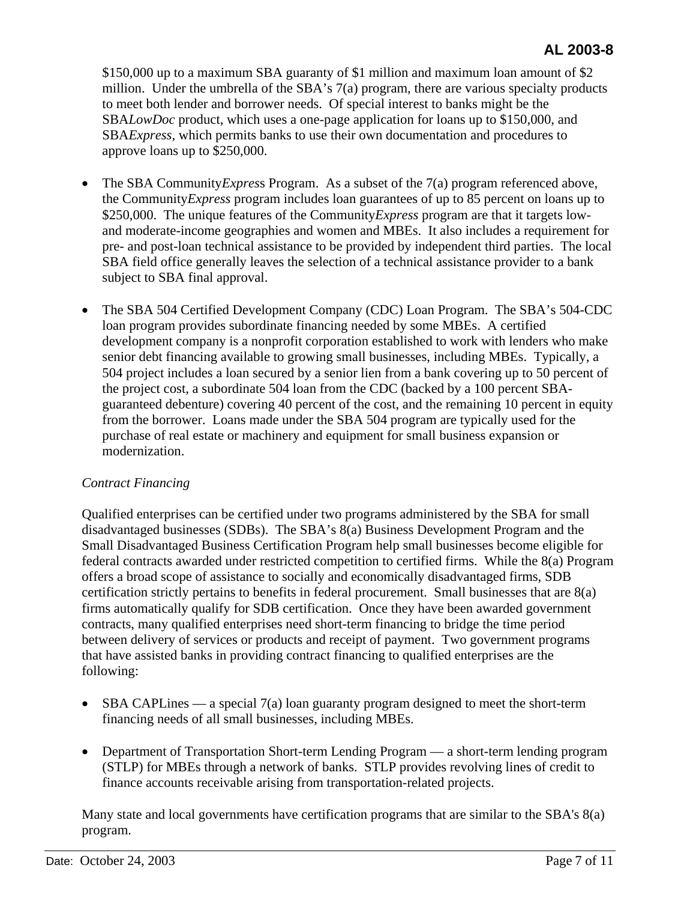$150,000 up to a maximum SBA guaranty of $1 million and maximum loan amount of $2 million. Under the umbrella of the SBA's 7(a) program, there are various specialty products to meet both lender and borrower needs. Of special interest to banks might be the SBA*LowDoc* product, which uses a one-page application for loans up to $150,000, and SBA*Express*, which permits banks to use their own documentation and procedures to approve loans up to $250,000.

- The SBA Community*Express* Program. As a subset of the 7(a) program referenced above, the Community*Express* program includes loan guarantees of up to 85 percent on loans up to $250,000. The unique features of the Community*Express* program are that it targets low- and moderate-income geographies and women and MBEs. It also includes a requirement for pre- and post-loan technical assistance to be provided by independent third parties. The local SBA field office generally leaves the selection of a technical assistance provider to a bank subject to SBA final approval.

- The SBA 504 Certified Development Company (CDC) Loan Program. The SBA's 504-CDC loan program provides subordinate financing needed by some MBEs. A certified development company is a nonprofit corporation established to work with lenders who make senior debt financing available to growing small businesses, including MBEs. Typically, a 504 project includes a loan secured by a senior lien from a bank covering up to 50 percent of the project cost, a subordinate 504 loan from the CDC (backed by a 100 percent SBA-guaranteed debenture) covering 40 percent of the cost, and the remaining 10 percent in equity from the borrower. Loans made under the SBA 504 program are typically used for the purchase of real estate or machinery and equipment for small business expansion or modernization.

*Contract Financing*

Qualified enterprises can be certified under two programs administered by the SBA for small disadvantaged businesses (SDBs). The SBA's 8(a) Business Development Program and the Small Disadvantaged Business Certification Program help small businesses become eligible for federal contracts awarded under restricted competition to certified firms. While the 8(a) Program offers a broad scope of assistance to socially and economically disadvantaged firms, SDB certification strictly pertains to benefits in federal procurement. Small businesses that are 8(a) firms automatically qualify for SDB certification. Once they have been awarded government contracts, many qualified enterprises need short-term financing to bridge the time period between delivery of services or products and receipt of payment. Two government programs that have assisted banks in providing contract financing to qualified enterprises are the following:

- SBA CAPLines — a special 7(a) loan guaranty program designed to meet the short-term financing needs of all small businesses, including MBEs.

- Department of Transportation Short-term Lending Program — a short-term lending program (STLP) for MBEs through a network of banks. STLP provides revolving lines of credit to finance accounts receivable arising from transportation-related projects.

Many state and local governments have certification programs that are similar to the SBA's 8(a) program.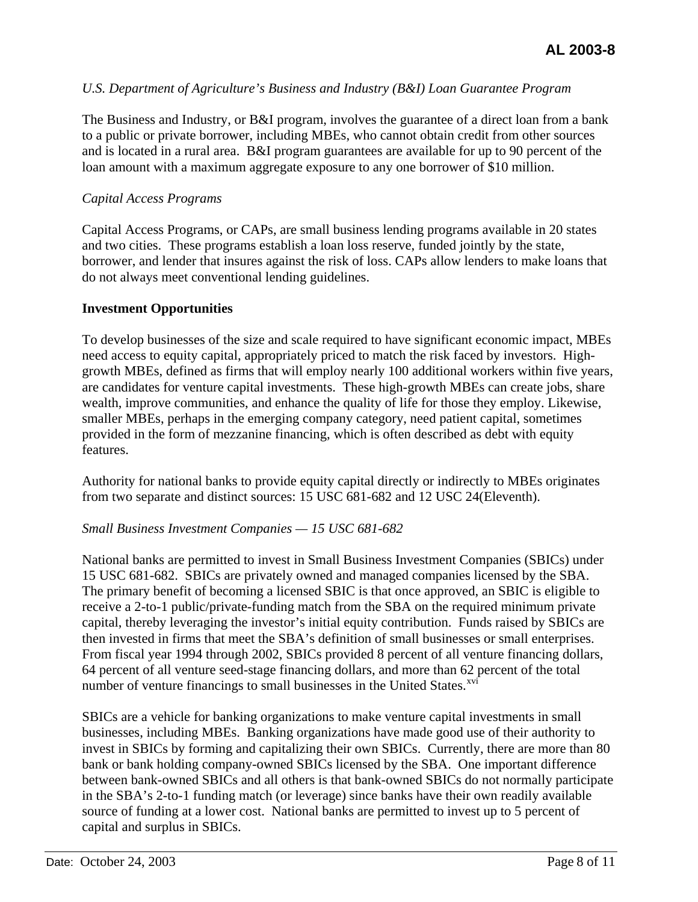*U.S. Department of Agriculture's Business and Industry (B&I) Loan Guarantee Program*

The Business and Industry, or B&I program, involves the guarantee of a direct loan from a bank to a public or private borrower, including MBEs, who cannot obtain credit from other sources and is located in a rural area. B&I program guarantees are available for up to 90 percent of the loan amount with a maximum aggregate exposure to any one borrower of $10 million.

*Capital Access Programs*

Capital Access Programs, or CAPs, are small business lending programs available in 20 states and two cities. These programs establish a loan loss reserve, funded jointly by the state, borrower, and lender that insures against the risk of loss. CAPs allow lenders to make loans that do not always meet conventional lending guidelines.

**Investment Opportunities**

To develop businesses of the size and scale required to have significant economic impact, MBEs need access to equity capital, appropriately priced to match the risk faced by investors. High-growth MBEs, defined as firms that will employ nearly 100 additional workers within five years, are candidates for venture capital investments. These high-growth MBEs can create jobs, share wealth, improve communities, and enhance the quality of life for those they employ. Likewise, smaller MBEs, perhaps in the emerging company category, need patient capital, sometimes provided in the form of mezzanine financing, which is often described as debt with equity features.

Authority for national banks to provide equity capital directly or indirectly to MBEs originates from two separate and distinct sources: 15 USC 681-682 and 12 USC 24(Eleventh).

*Small Business Investment Companies — 15 USC 681-682*

National banks are permitted to invest in Small Business Investment Companies (SBICs) under 15 USC 681-682. SBICs are privately owned and managed companies licensed by the SBA. The primary benefit of becoming a licensed SBIC is that once approved, an SBIC is eligible to receive a 2-to-1 public/private-funding match from the SBA on the required minimum private capital, thereby leveraging the investor's initial equity contribution. Funds raised by SBICs are then invested in firms that meet the SBA's definition of small businesses or small enterprises. From fiscal year 1994 through 2002, SBICs provided 8 percent of all venture financing dollars, 64 percent of all venture seed-stage financing dollars, and more than 62 percent of the total number of venture financings to small businesses in the United States.[xvi]

SBICs are a vehicle for banking organizations to make venture capital investments in small businesses, including MBEs. Banking organizations have made good use of their authority to invest in SBICs by forming and capitalizing their own SBICs. Currently, there are more than 80 bank or bank holding company-owned SBICs licensed by the SBA. One important difference between bank-owned SBICs and all others is that bank-owned SBICs do not normally participate in the SBA's 2-to-1 funding match (or leverage) since banks have their own readily available source of funding at a lower cost. National banks are permitted to invest up to 5 percent of capital and surplus in SBICs.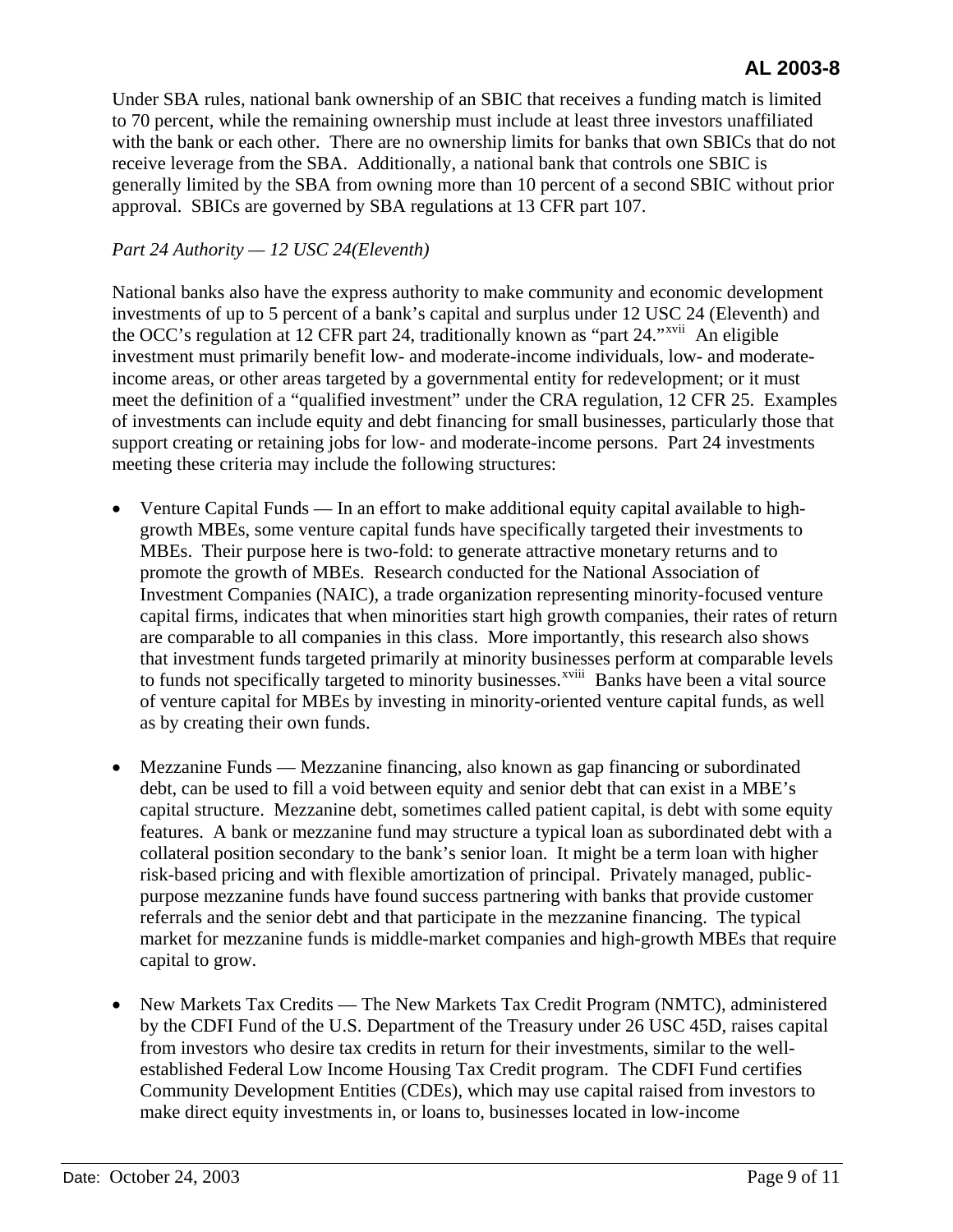Under SBA rules, national bank ownership of an SBIC that receives a funding match is limited to 70 percent, while the remaining ownership must include at least three investors unaffiliated with the bank or each other. There are no ownership limits for banks that own SBICs that do not receive leverage from the SBA. Additionally, a national bank that controls one SBIC is generally limited by the SBA from owning more than 10 percent of a second SBIC without prior approval. SBICs are governed by SBA regulations at 13 CFR part 107.

*Part 24 Authority — 12 USC 24(Eleventh)*

National banks also have the express authority to make community and economic development investments of up to 5 percent of a bank's capital and surplus under 12 USC 24 (Eleventh) and the OCC's regulation at 12 CFR part 24, traditionally known as "part 24."[xvii] An eligible investment must primarily benefit low- and moderate-income individuals, low- and moderate-income areas, or other areas targeted by a governmental entity for redevelopment; or it must meet the definition of a "qualified investment" under the CRA regulation, 12 CFR 25. Examples of investments can include equity and debt financing for small businesses, particularly those that support creating or retaining jobs for low- and moderate-income persons. Part 24 investments meeting these criteria may include the following structures:

- Venture Capital Funds — In an effort to make additional equity capital available to high-growth MBEs, some venture capital funds have specifically targeted their investments to MBEs. Their purpose here is two-fold: to generate attractive monetary returns and to promote the growth of MBEs. Research conducted for the National Association of Investment Companies (NAIC), a trade organization representing minority-focused venture capital firms, indicates that when minorities start high growth companies, their rates of return are comparable to all companies in this class. More importantly, this research also shows that investment funds targeted primarily at minority businesses perform at comparable levels to funds not specifically targeted to minority businesses.[xviii] Banks have been a vital source of venture capital for MBEs by investing in minority-oriented venture capital funds, as well as by creating their own funds.

- Mezzanine Funds — Mezzanine financing, also known as gap financing or subordinated debt, can be used to fill a void between equity and senior debt that can exist in a MBE's capital structure. Mezzanine debt, sometimes called patient capital, is debt with some equity features. A bank or mezzanine fund may structure a typical loan as subordinated debt with a collateral position secondary to the bank's senior loan. It might be a term loan with higher risk-based pricing and with flexible amortization of principal. Privately managed, public-purpose mezzanine funds have found success partnering with banks that provide customer referrals and the senior debt and that participate in the mezzanine financing. The typical market for mezzanine funds is middle-market companies and high-growth MBEs that require capital to grow.

- New Markets Tax Credits — The New Markets Tax Credit Program (NMTC), administered by the CDFI Fund of the U.S. Department of the Treasury under 26 USC 45D, raises capital from investors who desire tax credits in return for their investments, similar to the well-established Federal Low Income Housing Tax Credit program. The CDFI Fund certifies Community Development Entities (CDEs), which may use capital raised from investors to make direct equity investments in, or loans to, businesses located in low-income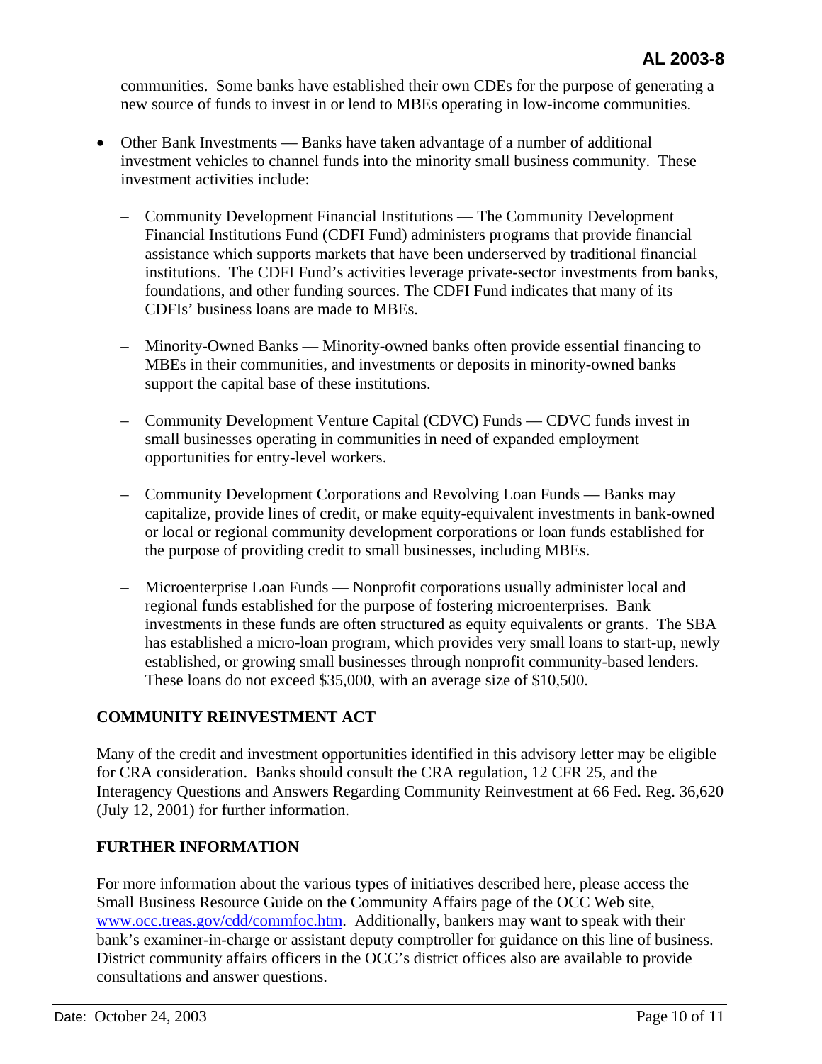communities. Some banks have established their own CDEs for the purpose of generating a new source of funds to invest in or lend to MBEs operating in low-income communities.

- Other Bank Investments — Banks have taken advantage of a number of additional investment vehicles to channel funds into the minority small business community. These investment activities include:

  - Community Development Financial Institutions — The Community Development Financial Institutions Fund (CDFI Fund) administers programs that provide financial assistance which supports markets that have been underserved by traditional financial institutions. The CDFI Fund's activities leverage private-sector investments from banks, foundations, and other funding sources. The CDFI Fund indicates that many of its CDFIs' business loans are made to MBEs.

  - Minority-Owned Banks — Minority-owned banks often provide essential financing to MBEs in their communities, and investments or deposits in minority-owned banks support the capital base of these institutions.

  - Community Development Venture Capital (CDVC) Funds — CDVC funds invest in small businesses operating in communities in need of expanded employment opportunities for entry-level workers.

  - Community Development Corporations and Revolving Loan Funds — Banks may capitalize, provide lines of credit, or make equity-equivalent investments in bank-owned or local or regional community development corporations or loan funds established for the purpose of providing credit to small businesses, including MBEs.

  - Microenterprise Loan Funds — Nonprofit corporations usually administer local and regional funds established for the purpose of fostering microenterprises. Bank investments in these funds are often structured as equity equivalents or grants. The SBA has established a micro-loan program, which provides very small loans to start-up, newly established, or growing small businesses through nonprofit community-based lenders. These loans do not exceed $35,000, with an average size of $10,500.

## COMMUNITY REINVESTMENT ACT

Many of the credit and investment opportunities identified in this advisory letter may be eligible for CRA consideration. Banks should consult the CRA regulation, 12 CFR 25, and the Interagency Questions and Answers Regarding Community Reinvestment at 66 Fed. Reg. 36,620 (July 12, 2001) for further information.

## FURTHER INFORMATION

For more information about the various types of initiatives described here, please access the Small Business Resource Guide on the Community Affairs page of the OCC Web site, www.occ.treas.gov/cdd/commfoc.htm. Additionally, bankers may want to speak with their bank's examiner-in-charge or assistant deputy comptroller for guidance on this line of business. District community affairs officers in the OCC's district offices also are available to provide consultations and answer questions.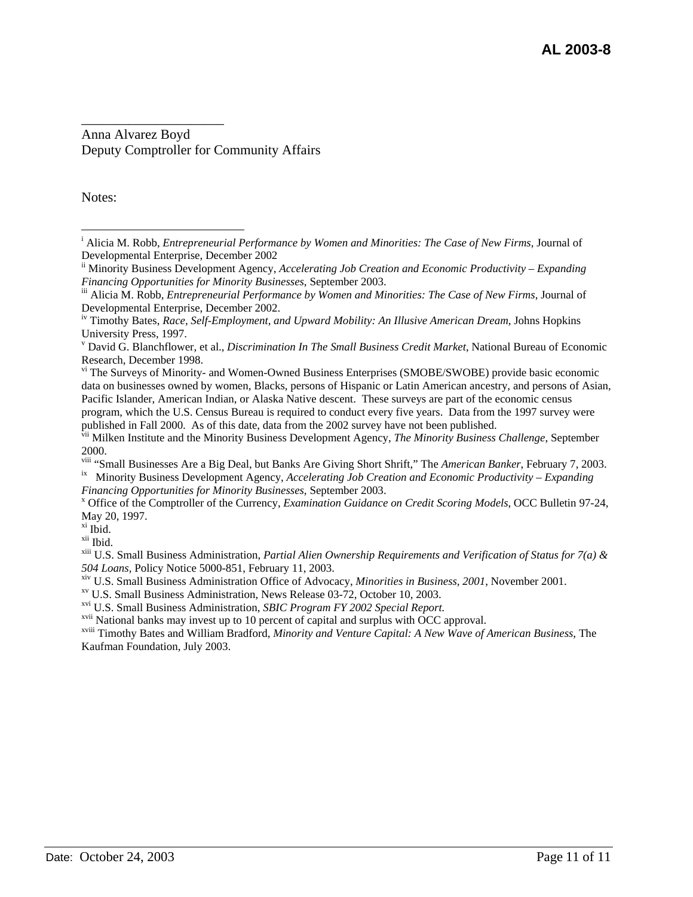\_\_\_\_\_\_\_\_\_\_\_\_\_\_\_\_\_\_\_\_\_\_

Anna Alvarez Boyd
Deputy Comptroller for Community Affairs

Notes:

[i] Alicia M. Robb, *Entrepreneurial Performance by Women and Minorities: The Case of New Firms*, Journal of Developmental Enterprise, December 2002

[ii] Minority Business Development Agency, *Accelerating Job Creation and Economic Productivity – Expanding Financing Opportunities for Minority Businesses*, September 2003.

[iii] Alicia M. Robb, *Entrepreneurial Performance by Women and Minorities: The Case of New Firms*, Journal of Developmental Enterprise, December 2002.

[iv] Timothy Bates, *Race, Self-Employment, and Upward Mobility: An Illusive American Dream*, Johns Hopkins University Press, 1997.

[v] David G. Blanchflower, et al., *Discrimination In The Small Business Credit Market*, National Bureau of Economic Research, December 1998.

[vi] The Surveys of Minority- and Women-Owned Business Enterprises (SMOBE/SWOBE) provide basic economic data on businesses owned by women, Blacks, persons of Hispanic or Latin American ancestry, and persons of Asian, Pacific Islander, American Indian, or Alaska Native descent. These surveys are part of the economic census program, which the U.S. Census Bureau is required to conduct every five years. Data from the 1997 survey were published in Fall 2000. As of this date, data from the 2002 survey have not been published.

[vii] Milken Institute and the Minority Business Development Agency, *The Minority Business Challenge*, September 2000.

[viii] "Small Businesses Are a Big Deal, but Banks Are Giving Short Shrift," The *American Banker*, February 7, 2003.

[ix] Minority Business Development Agency, *Accelerating Job Creation and Economic Productivity – Expanding Financing Opportunities for Minority Businesses*, September 2003.

[x] Office of the Comptroller of the Currency, *Examination Guidance on Credit Scoring Models*, OCC Bulletin 97-24, May 20, 1997.

[xi] Ibid.

[xii] Ibid.

[xiii] U.S. Small Business Administration, *Partial Alien Ownership Requirements and Verification of Status for 7(a) & 504 Loans*, Policy Notice 5000-851, February 11, 2003.

[xiv] U.S. Small Business Administration Office of Advocacy, *Minorities in Business, 2001*, November 2001.

[xv] U.S. Small Business Administration, News Release 03-72, October 10, 2003.

[xvi] U.S. Small Business Administration, *SBIC Program FY 2002 Special Report.*

[xvii] National banks may invest up to 10 percent of capital and surplus with OCC approval.

[xviii] Timothy Bates and William Bradford, *Minority and Venture Capital: A New Wave of American Business*, The Kaufman Foundation, July 2003.